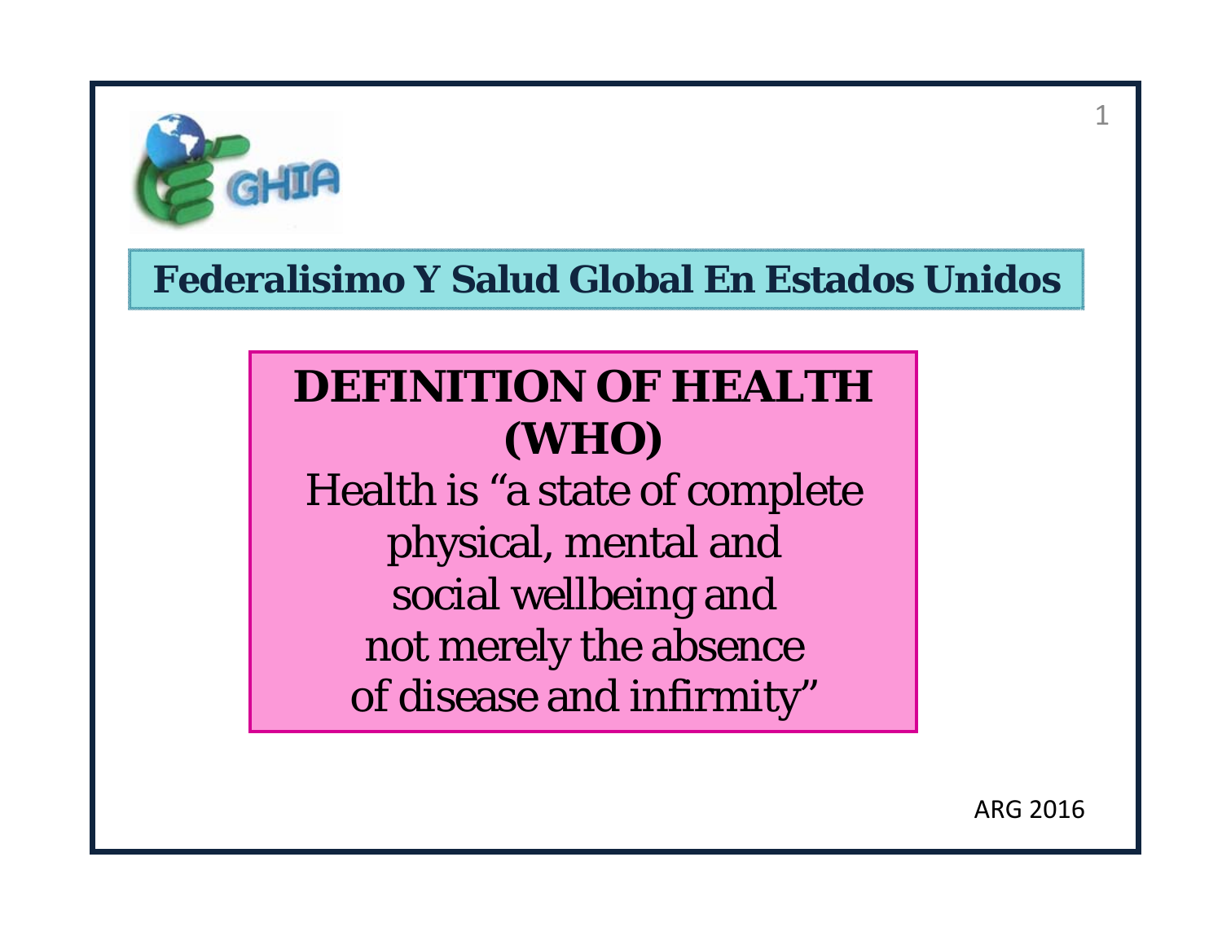GHIA

## Federalisimo Y Salud Global En Estados Unidos

### DEFINITION OF HEALTH (WHO)

Health is "a state of complete physical, mental and social wellbeing and not merely the absence of disease and infirmity"

ARG 2016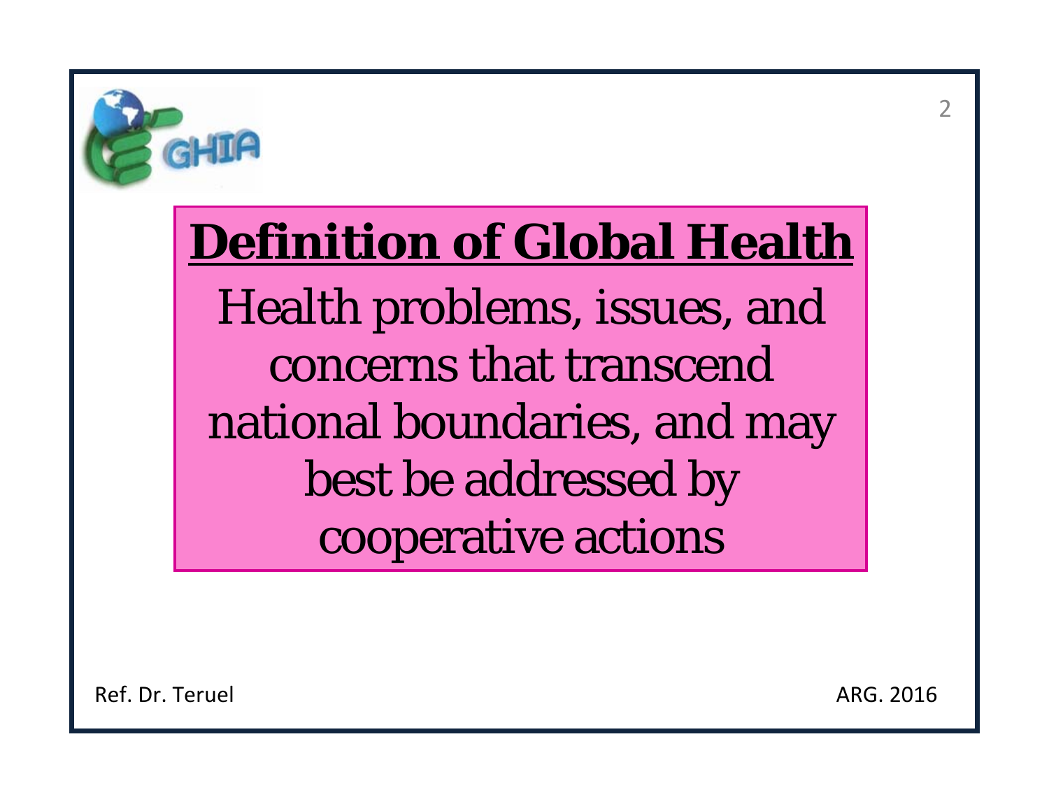## Definition of Global Health

Health problems, issues, and concerns that transcend national boundaries, and may best be addressed by cooperative actions

Ref. Dr. Teruel

ARG. 2016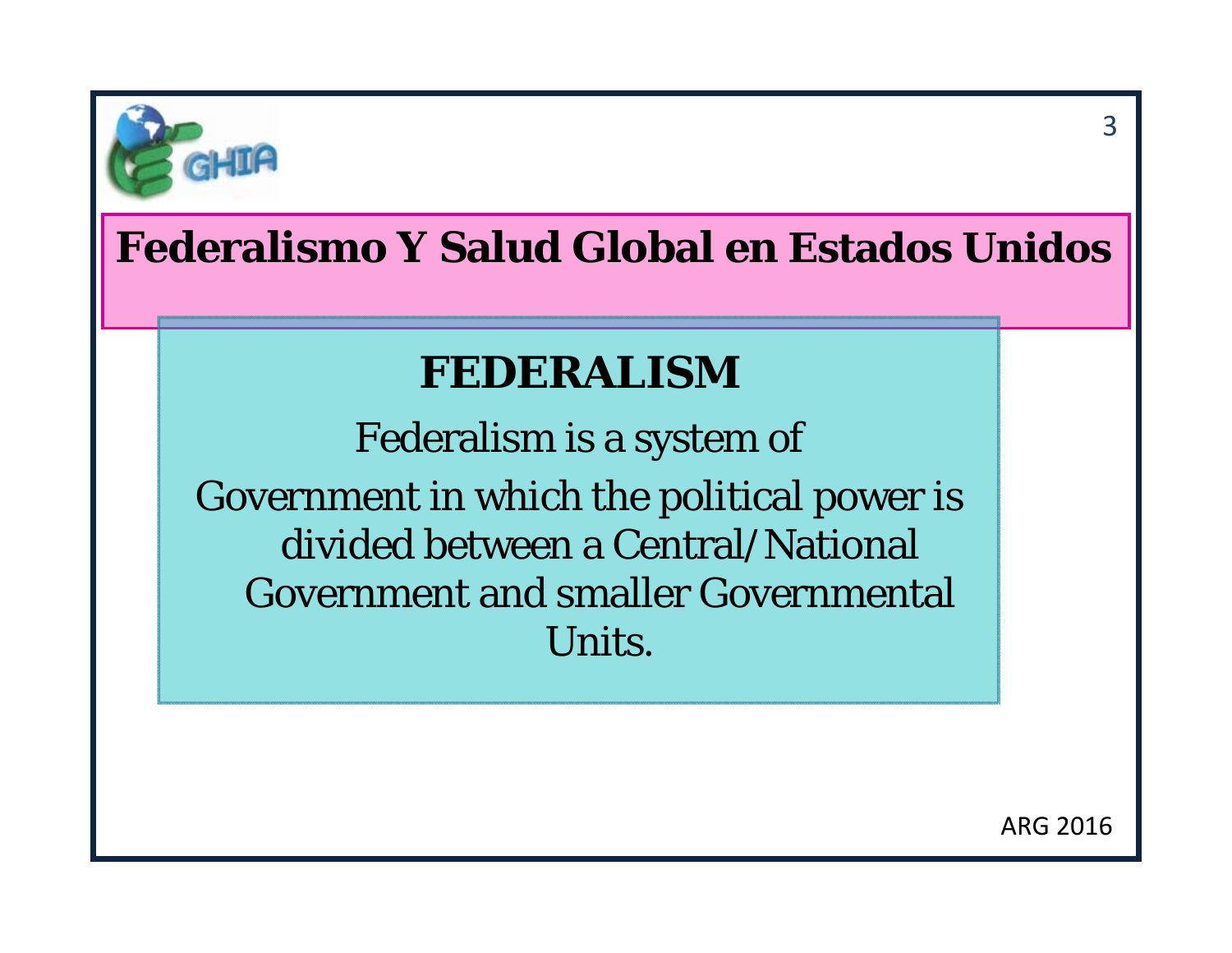# Federalismo Y Salud Global en Estados Unidos

## FEDERALISM

Federalism is a system of Government in which the political power is divided between a Central/National Government and smaller Governmental Units.

ARG 2016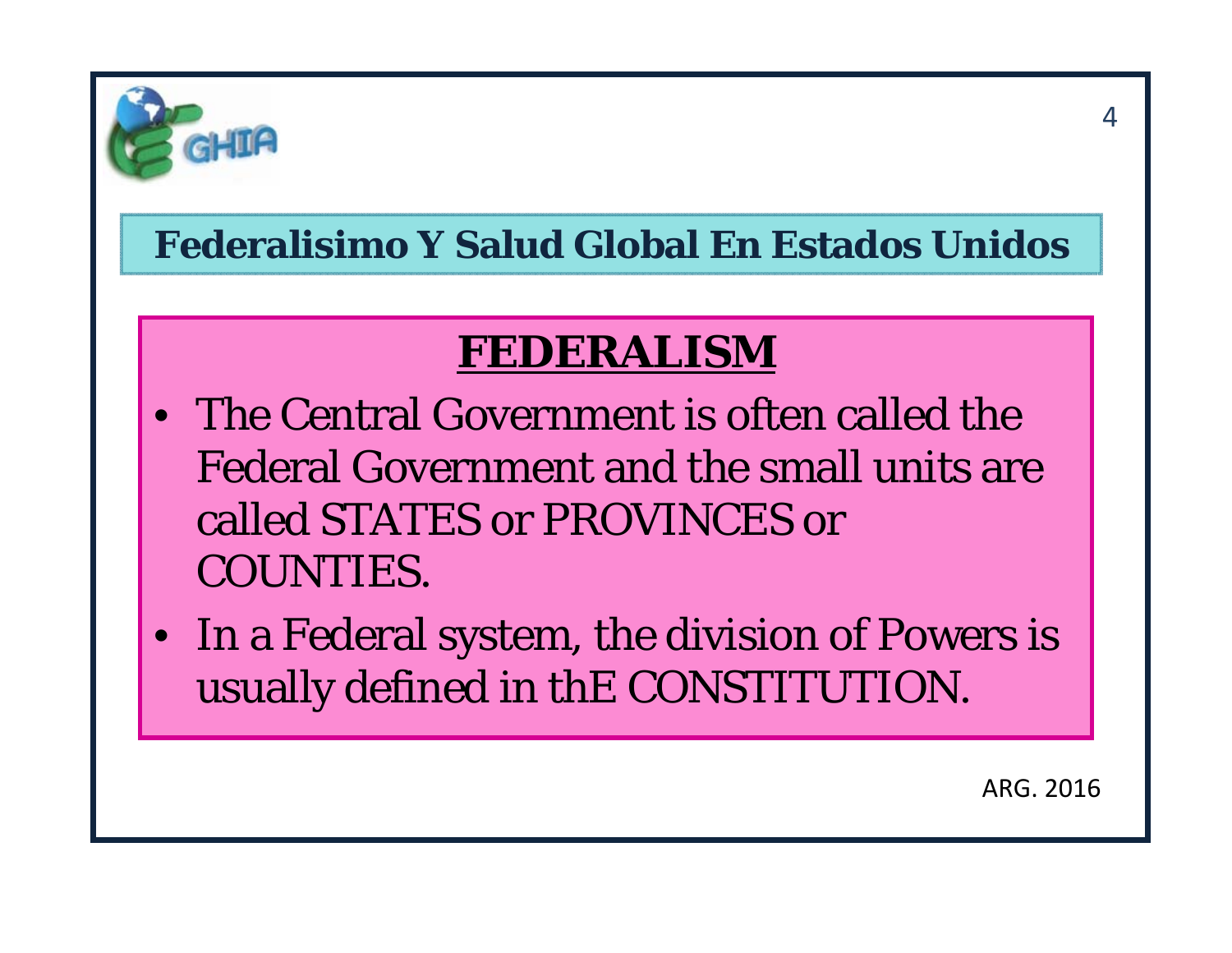## Federalisimo Y Salud Global En Estados Unidos

### FEDERALISM

- The Central Government is often called the Federal Government and the small units are called STATES or PROVINCES or COUNTIES.
- In a Federal system, the division of Powers is usually defined in thE CONSTITUTION.

ARG. 2016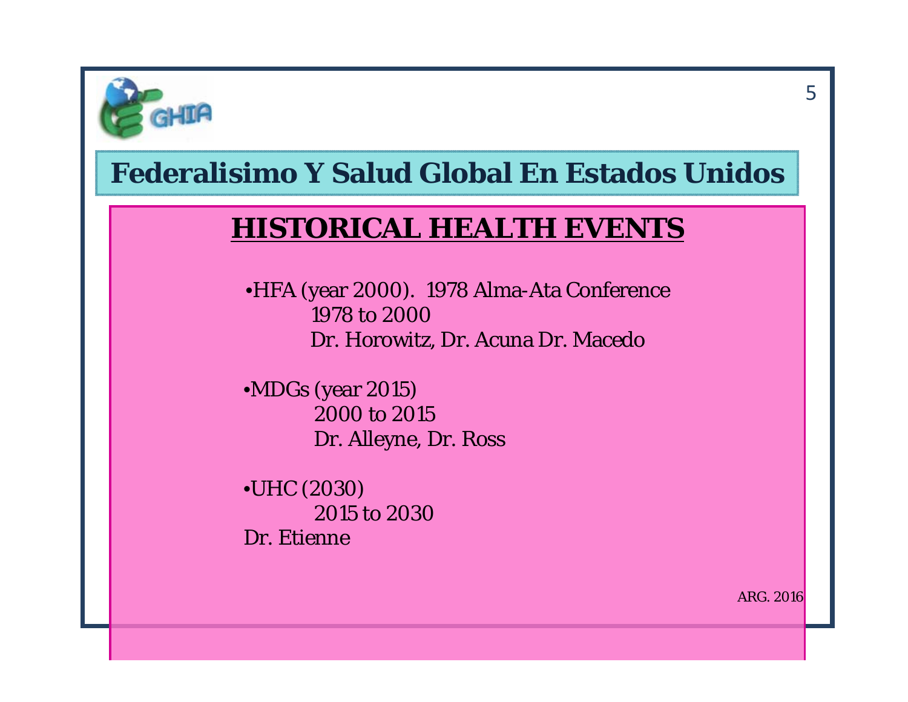# Federalisimo Y Salud Global En Estados Unidos

## HISTORICAL HEALTH EVENTS

- HFA (year 2000). 1978 Alma-Ata Conference
  1978 to 2000
  Dr. Horowitz, Dr. Acuna Dr. Macedo

- MDGs (year 2015)
  2000 to 2015
  Dr. Alleyne, Dr. Ross

- UHC (2030)
  2015 to 2030
  Dr. Etienne

ARG. 2016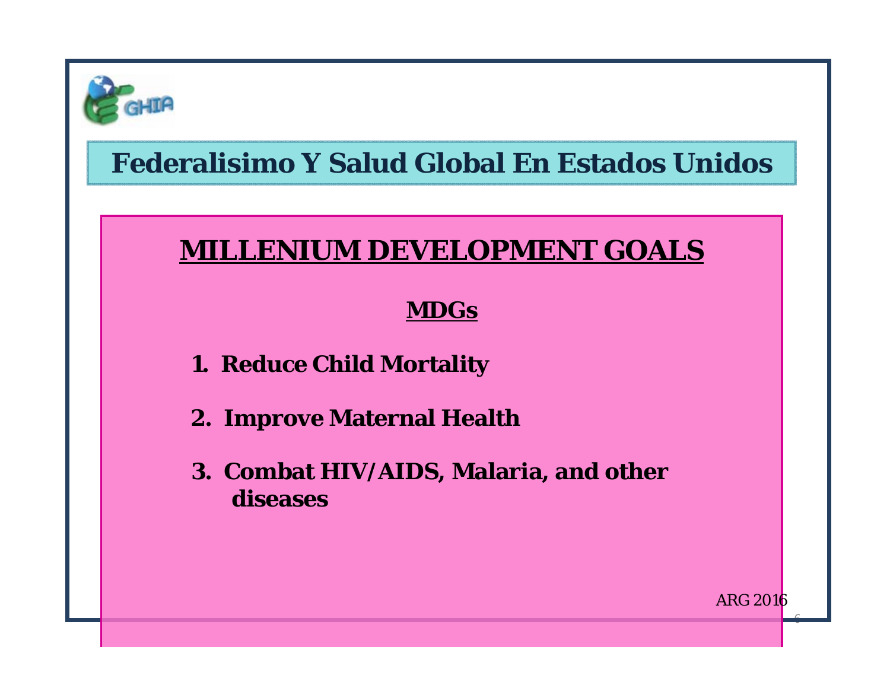# Federalisimo Y Salud Global En Estados Unidos

## MILLENIUM DEVELOPMENT GOALS

### MDGs

1. **Reduce Child Mortality**
2. **Improve Maternal Health**
3. **Combat HIV/AIDS, Malaria, and other diseases**

ARG 2016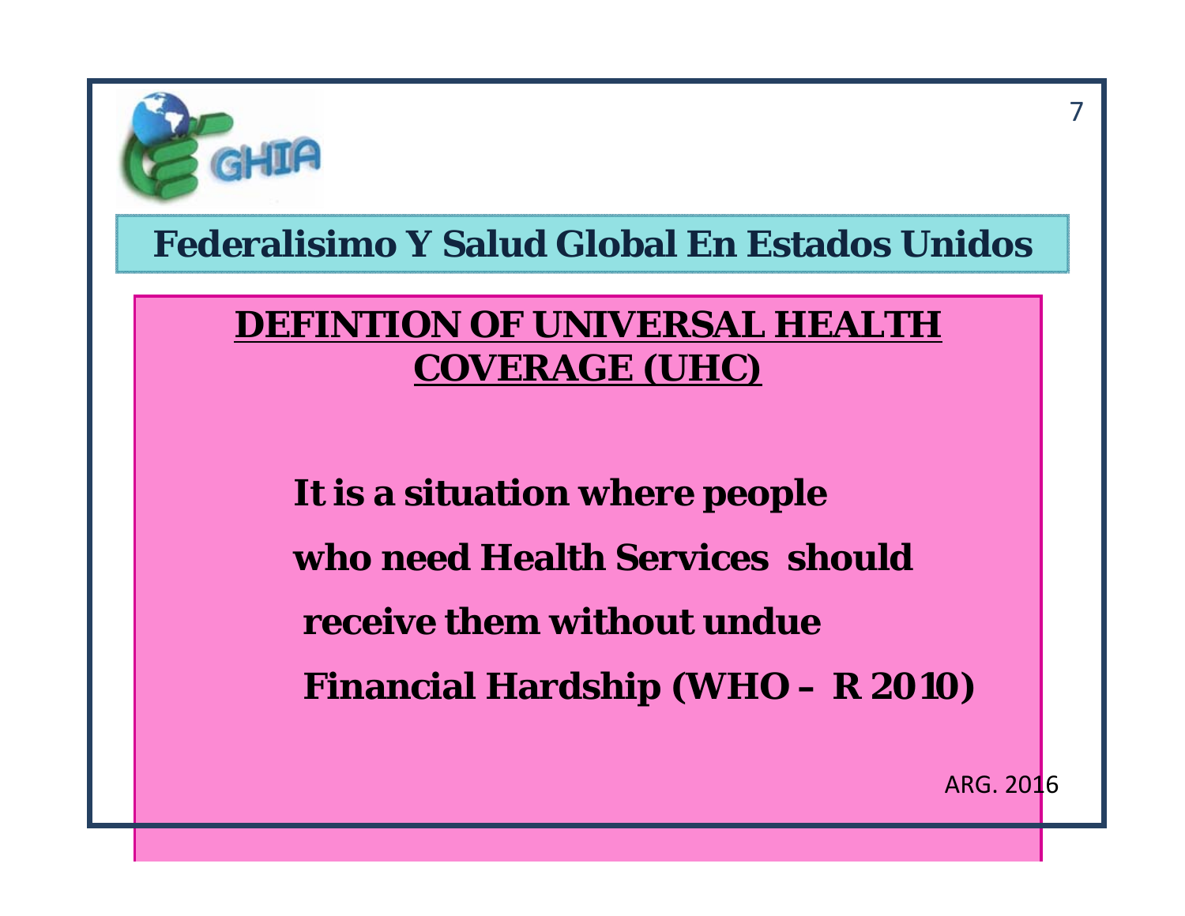## Federalisimo Y Salud Global En Estados Unidos

### DEFINTION OF UNIVERSAL HEALTH COVERAGE (UHC)

**It is a situation where people who need Health Services should receive them without undue Financial Hardship (WHO – R 2010)**

ARG. 2016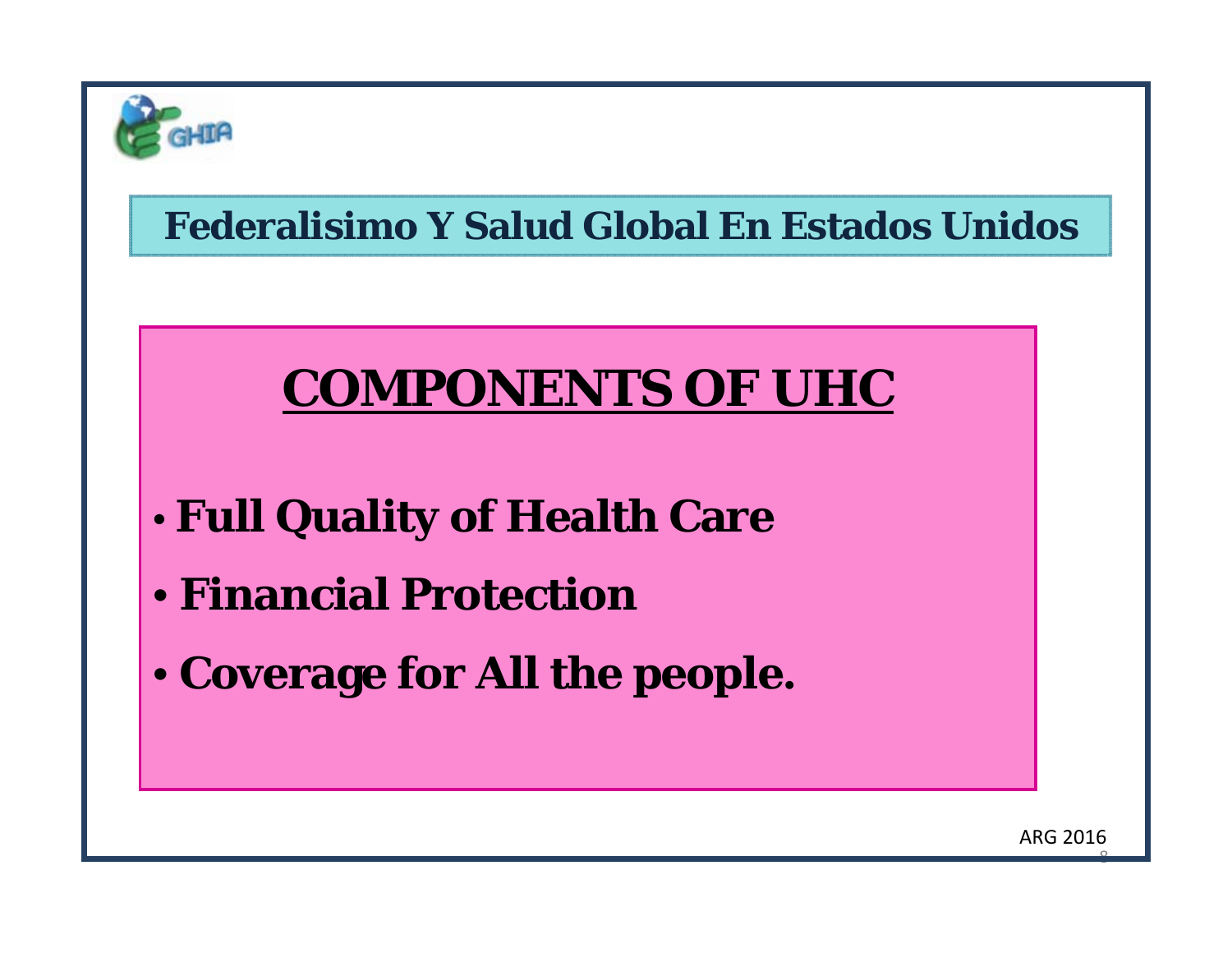## Federalisimo Y Salud Global En Estados Unidos

# COMPONENTS OF UHC

- **Full Quality of Health Care**
- **Financial Protection**
- **Coverage for All the people.**

ARG 2016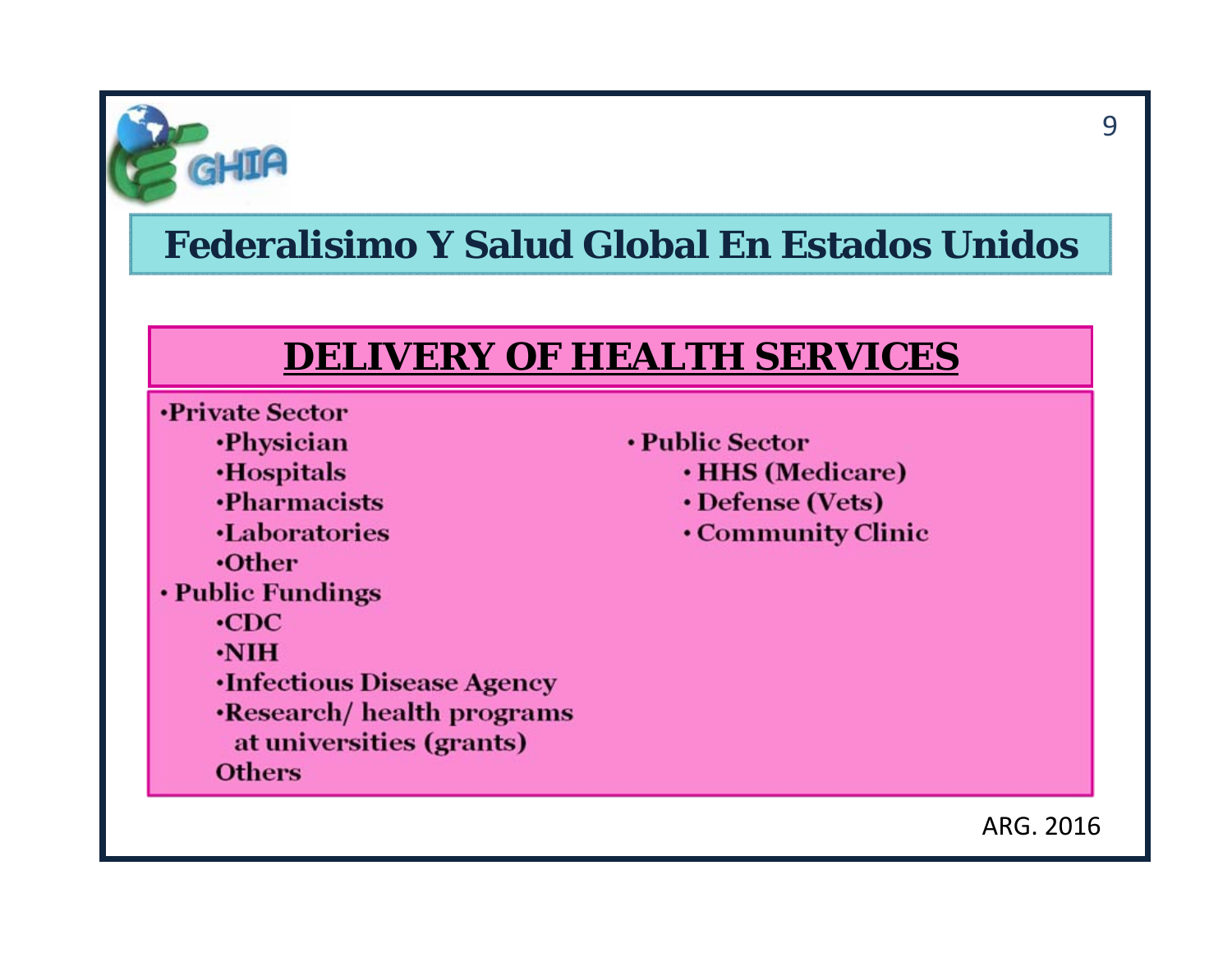# Federalisimo Y Salud Global En Estados Unidos

## DELIVERY OF HEALTH SERVICES

- Private Sector
  - Physician
  - Hospitals
  - Pharmacists
  - Laboratories
  - Other
- Public Fundings
  - CDC
  - NIH
  - Infectious Disease Agency
  - Research/ health programs at universities (grants)
  - Others
- Public Sector
  - HHS (Medicare)
  - Defense (Vets)
  - Community Clinic

ARG. 2016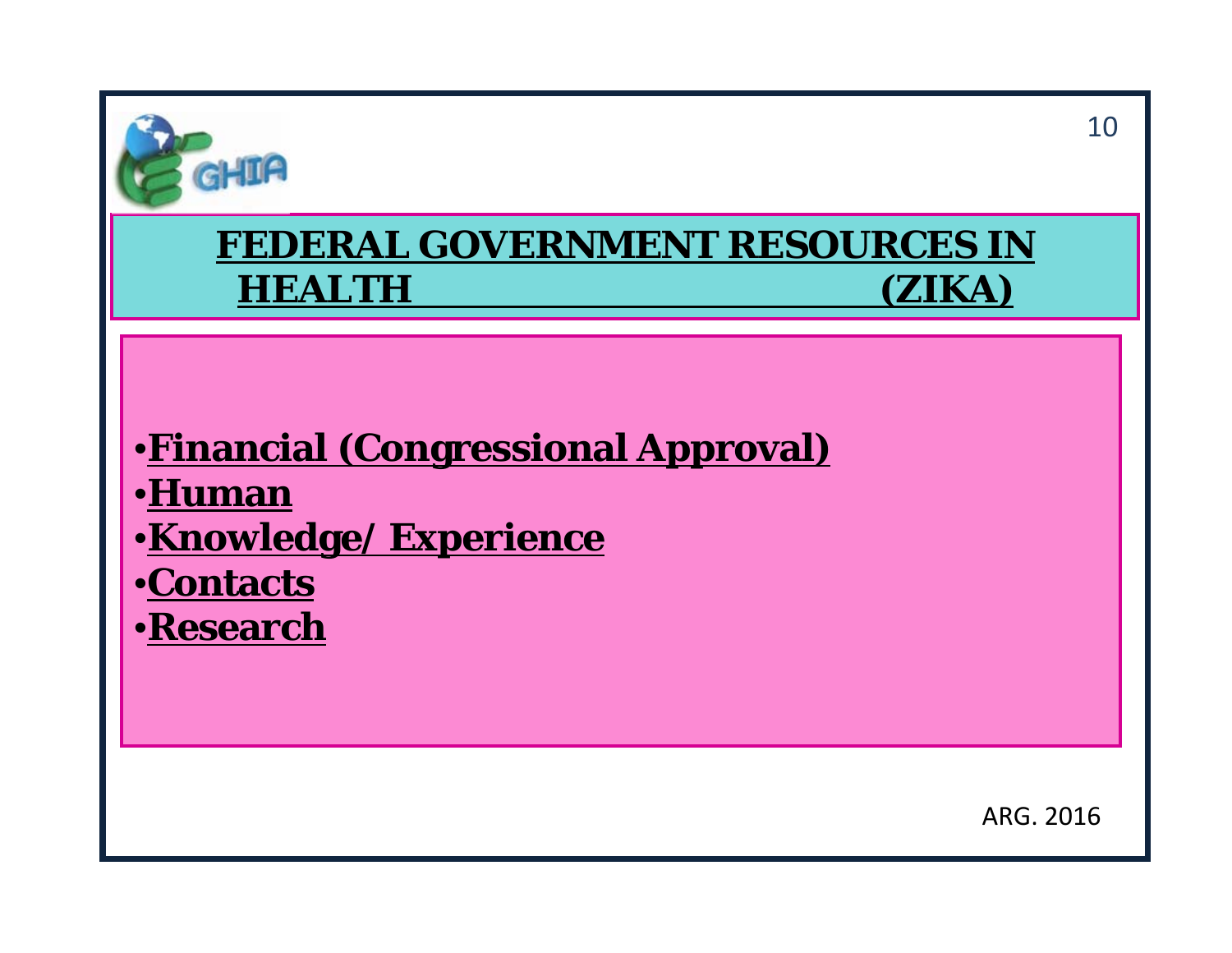# FEDERAL GOVERNMENT RESOURCES IN HEALTH (ZIKA)

- **Financial (Congressional Approval)**
- **Human**
- **Knowledge/ Experience**
- **Contacts**
- **Research**

ARG. 2016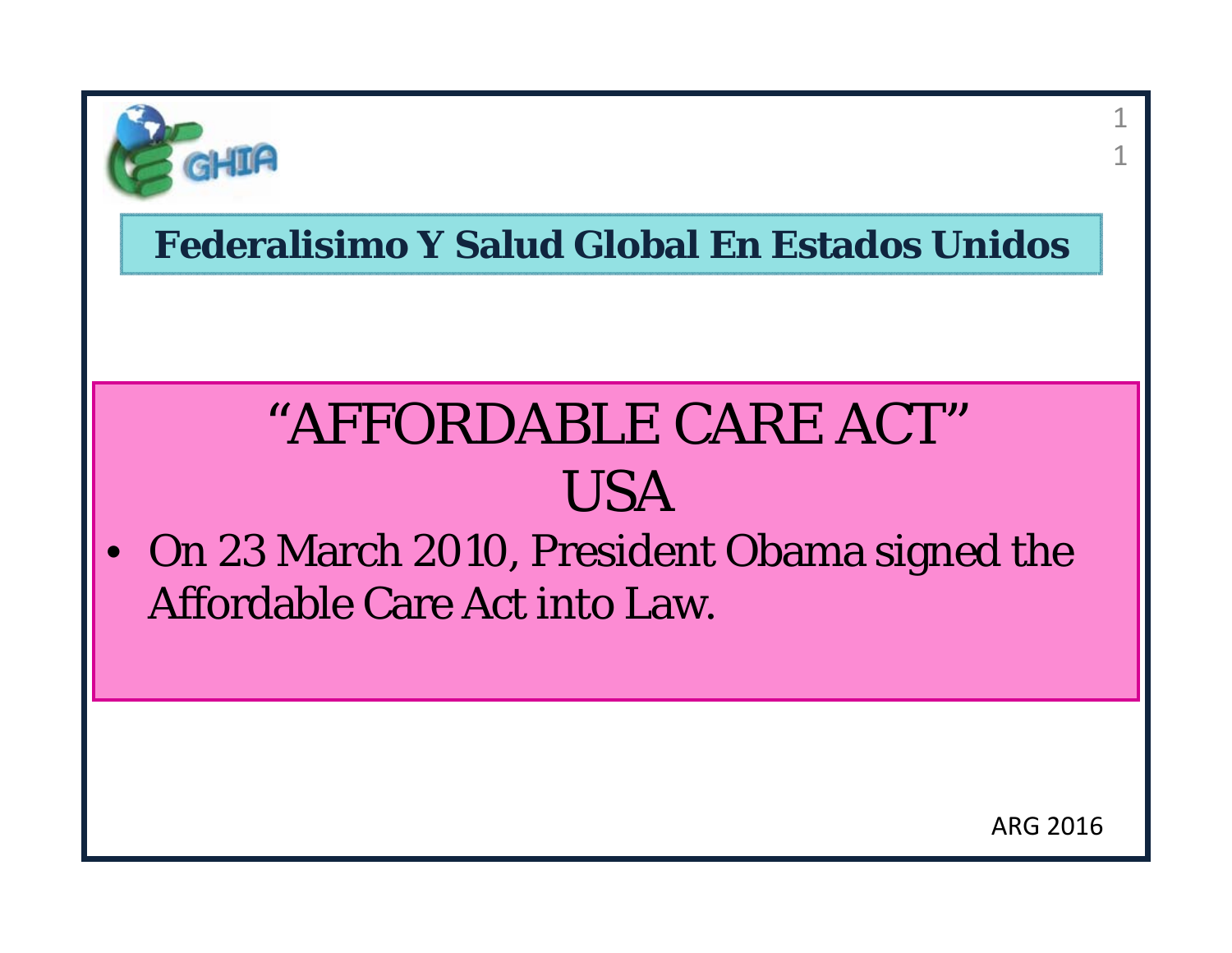## Federalisimo Y Salud Global En Estados Unidos

# "AFFORDABLE CARE ACT" USA

- On 23 March 2010, President Obama signed the Affordable Care Act into Law.

ARG 2016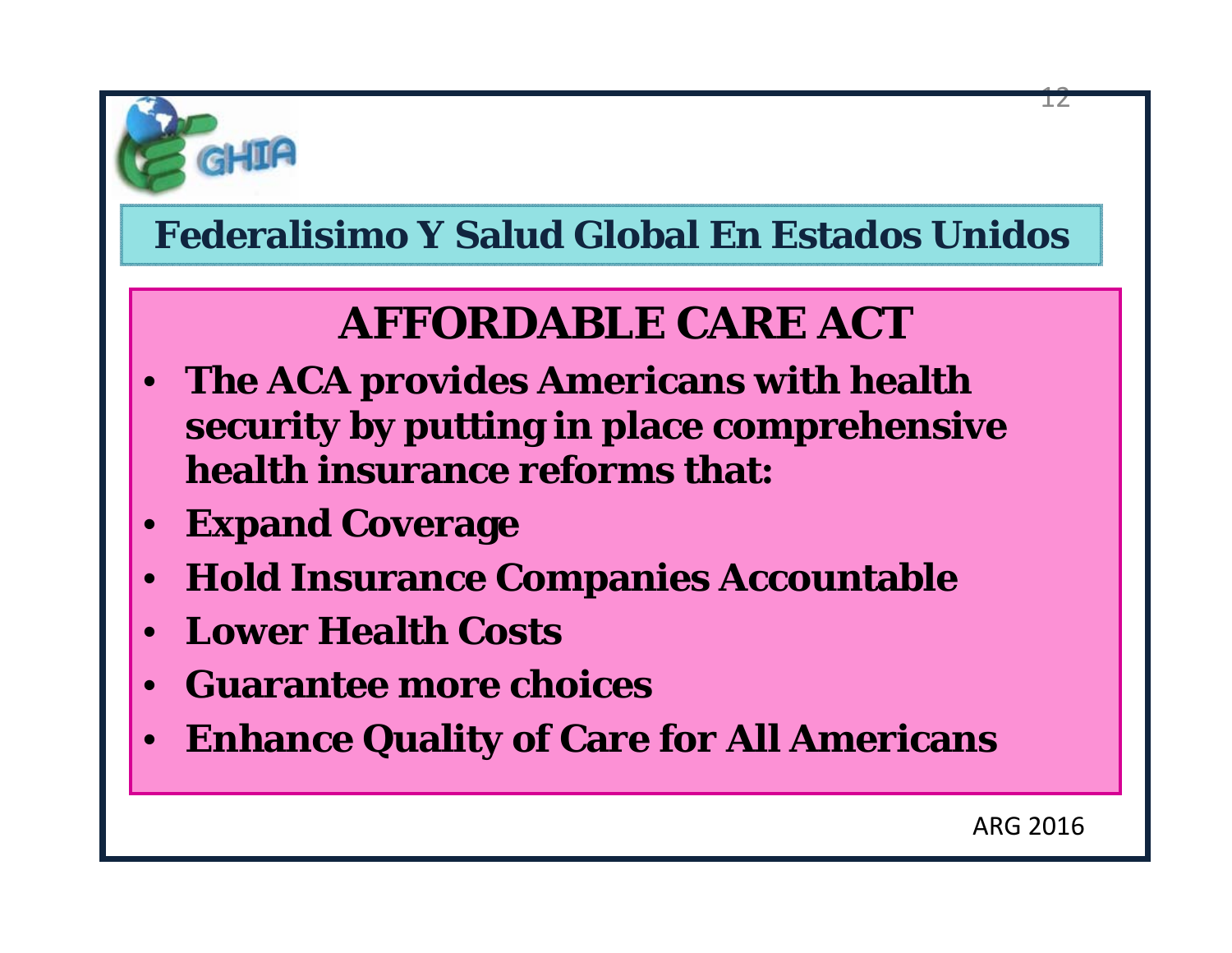## Federalisimo Y Salud Global En Estados Unidos

# AFFORDABLE CARE ACT

- **The ACA provides Americans with health security by putting in place comprehensive health insurance reforms that:**
- **Expand Coverage**
- **Hold Insurance Companies Accountable**
- **Lower Health Costs**
- **Guarantee more choices**
- **Enhance Quality of Care for All Americans**

ARG 2016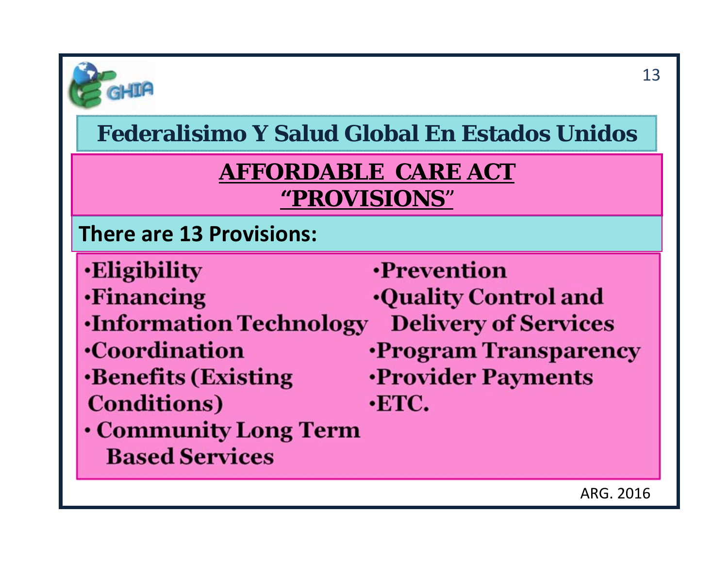## Federalisimo Y Salud Global En Estados Unidos

### AFFORDABLE CARE ACT "PROVISIONS"

**There are 13 Provisions:**

- Eligibility
- Financing
- Information Technology
- Coordination
- Benefits (Existing Conditions)
- Community Long Term Based Services
- Prevention
- Quality Control and Delivery of Services
- Program Transparency
- Provider Payments
- ETC.

ARG. 2016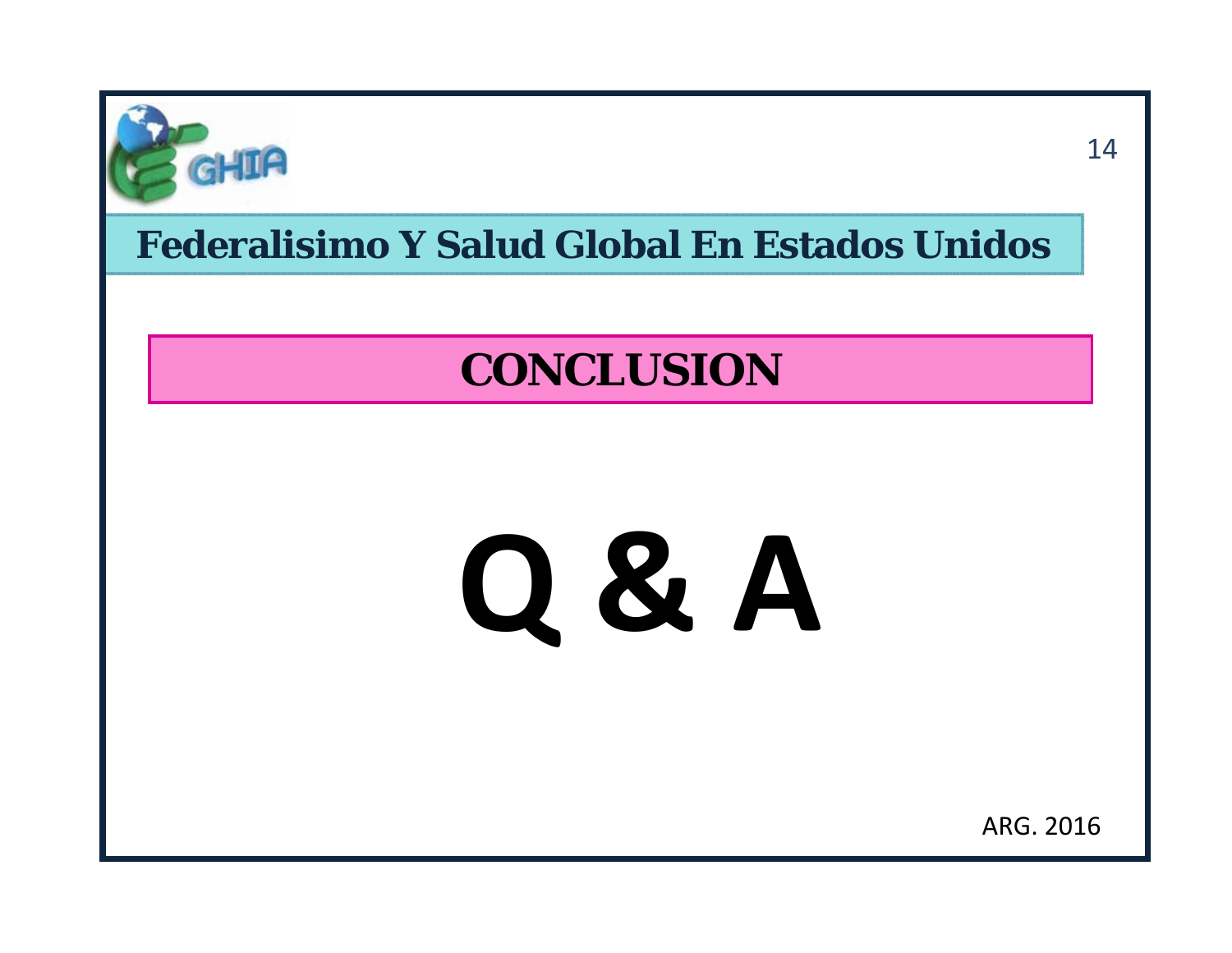## Federalisimo Y Salud Global En Estados Unidos

## CONCLUSION

# Q & A

ARG. 2016